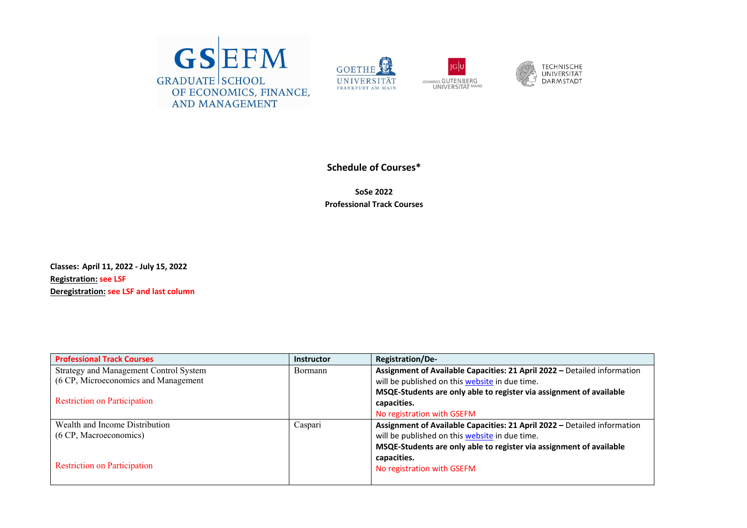# Schedule of Courses*

**SoSe 2022**
**Professional Track Courses**

**Classes: April 11, 2022 - July 15, 2022**
**Registration:** see LSF
**Deregistration:** see LSF and last column

| Professional Track Courses | Instructor | Registration/De- |
|---|---|---|
| Strategy and Management Control System (6 CP, Microeconomics and Management<br><br>Restriction on Participation | Bormann | **Assignment of Available Capacities: 21 April 2022 –** Detailed information will be published on this website in due time.<br>**MSQE-Students are only able to register via assignment of available capacities.**<br>No registration with GSEFM |
| Wealth and Income Distribution (6 CP, Macroeconomics)<br><br>Restriction on Participation | Caspari | **Assignment of Available Capacities: 21 April 2022 –** Detailed information will be published on this website in due time.<br>**MSQE-Students are only able to register via assignment of available capacities.**<br>No registration with GSEFM |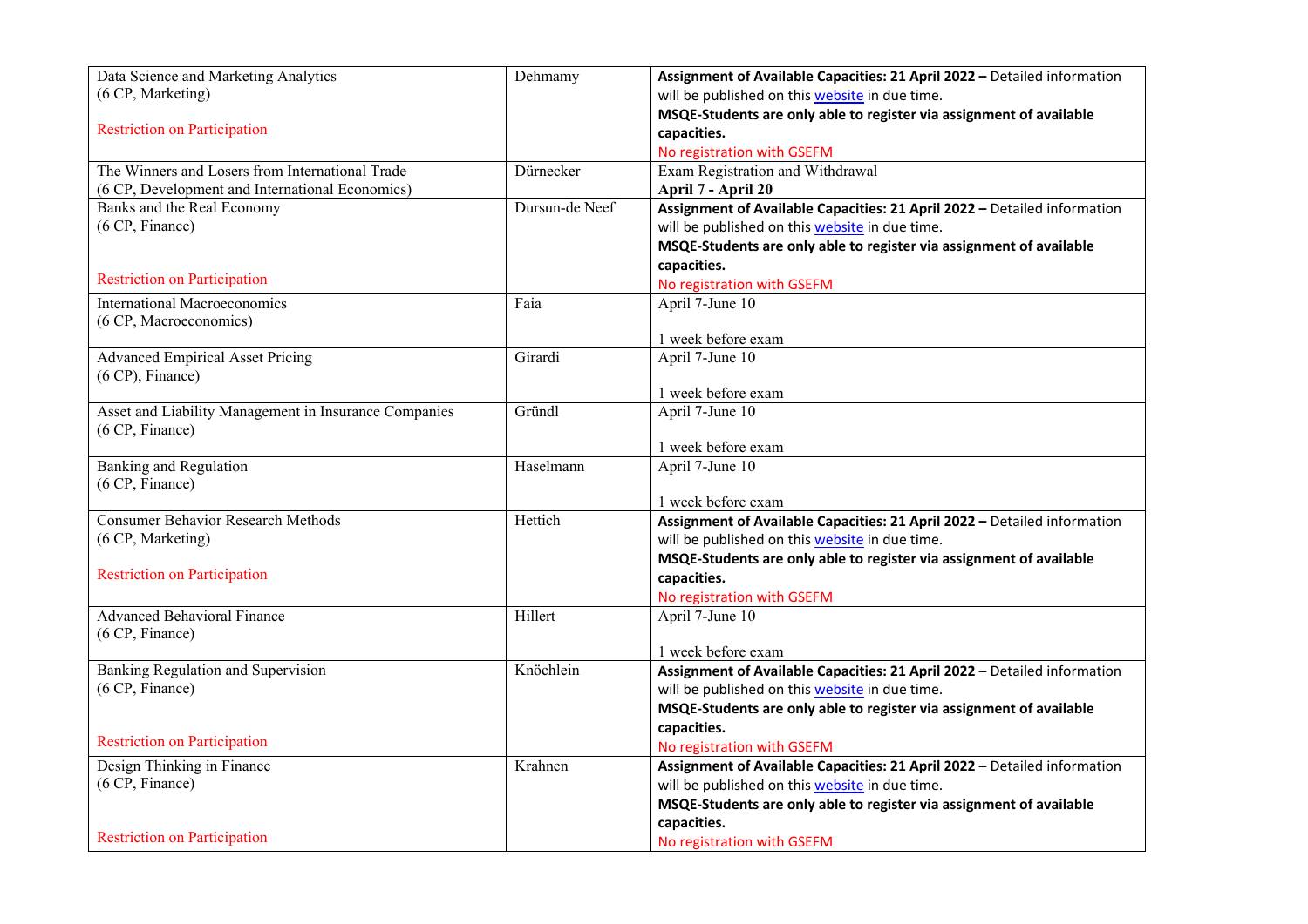| | | |
|---|---|---|
| Data Science and Marketing Analytics (6 CP, Marketing)<br><br>Restriction on Participation | Dehmamy | **Assignment of Available Capacities: 21 April 2022 –** Detailed information will be published on this website in due time.<br>**MSQE-Students are only able to register via assignment of available capacities.**<br>No registration with GSEFM |
| The Winners and Losers from International Trade (6 CP, Development and International Economics) | Dürnecker | Exam Registration and Withdrawal<br>**April 7 - April 20** |
| Banks and the Real Economy (6 CP, Finance)<br><br>Restriction on Participation | Dursun-de Neef | **Assignment of Available Capacities: 21 April 2022 –** Detailed information will be published on this website in due time.<br>**MSQE-Students are only able to register via assignment of available capacities.**<br>No registration with GSEFM |
| International Macroeconomics (6 CP, Macroeconomics) | Faia | April 7-June 10<br><br>1 week before exam |
| Advanced Empirical Asset Pricing (6 CP), Finance) | Girardi | April 7-June 10<br><br>1 week before exam |
| Asset and Liability Management in Insurance Companies (6 CP, Finance) | Gründl | April 7-June 10<br><br>1 week before exam |
| Banking and Regulation (6 CP, Finance) | Haselmann | April 7-June 10<br><br>1 week before exam |
| Consumer Behavior Research Methods (6 CP, Marketing)<br><br>Restriction on Participation | Hettich | **Assignment of Available Capacities: 21 April 2022 –** Detailed information will be published on this website in due time.<br>**MSQE-Students are only able to register via assignment of available capacities.**<br>No registration with GSEFM |
| Advanced Behavioral Finance (6 CP, Finance) | Hillert | April 7-June 10<br><br>1 week before exam |
| Banking Regulation and Supervision (6 CP, Finance)<br><br>Restriction on Participation | Knöchlein | **Assignment of Available Capacities: 21 April 2022 –** Detailed information will be published on this website in due time.<br>**MSQE-Students are only able to register via assignment of available capacities.**<br>No registration with GSEFM |
| Design Thinking in Finance (6 CP, Finance)<br><br>Restriction on Participation | Krahnen | **Assignment of Available Capacities: 21 April 2022 –** Detailed information will be published on this website in due time.<br>**MSQE-Students are only able to register via assignment of available capacities.**<br>No registration with GSEFM |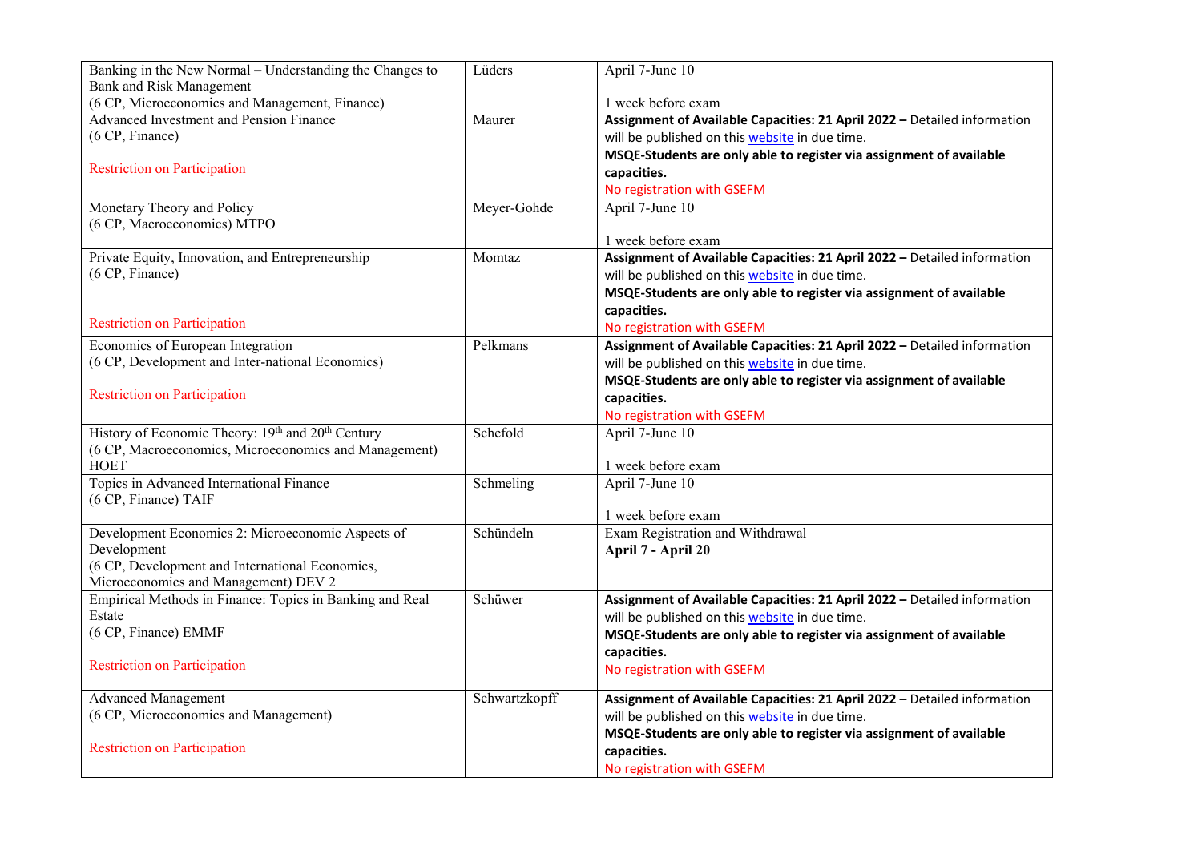| | | |
|---|---|---|
| Banking in the New Normal – Understanding the Changes to Bank and Risk Management<br>(6 CP, Microeconomics and Management, Finance) | Lüders | April 7-June 10<br><br>1 week before exam |
| Advanced Investment and Pension Finance<br>(6 CP, Finance)<br><br>Restriction on Participation | Maurer | **Assignment of Available Capacities: 21 April 2022 –** Detailed information will be published on this website in due time.<br>**MSQE-Students are only able to register via assignment of available capacities.**<br>No registration with GSEFM |
| Monetary Theory and Policy<br>(6 CP, Macroeconomics) MTPO | Meyer-Gohde | April 7-June 10<br><br>1 week before exam |
| Private Equity, Innovation, and Entrepreneurship<br>(6 CP, Finance)<br><br>Restriction on Participation | Momtaz | **Assignment of Available Capacities: 21 April 2022 –** Detailed information will be published on this website in due time.<br>**MSQE-Students are only able to register via assignment of available capacities.**<br>No registration with GSEFM |
| Economics of European Integration<br>(6 CP, Development and Inter-national Economics)<br><br>Restriction on Participation | Pelkmans | **Assignment of Available Capacities: 21 April 2022 –** Detailed information will be published on this website in due time.<br>**MSQE-Students are only able to register via assignment of available capacities.**<br>No registration with GSEFM |
| History of Economic Theory: 19th and 20th Century<br>(6 CP, Macroeconomics, Microeconomics and Management) HOET | Schefold | April 7-June 10<br><br>1 week before exam |
| Topics in Advanced International Finance<br>(6 CP, Finance) TAIF | Schmeling | April 7-June 10<br><br>1 week before exam |
| Development Economics 2: Microeconomic Aspects of Development<br>(6 CP, Development and International Economics, Microeconomics and Management) DEV 2 | Schündeln | Exam Registration and Withdrawal<br>**April 7 - April 20** |
| Empirical Methods in Finance: Topics in Banking and Real Estate<br>(6 CP, Finance) EMMF<br><br>Restriction on Participation | Schüwer | **Assignment of Available Capacities: 21 April 2022 –** Detailed information will be published on this website in due time.<br>**MSQE-Students are only able to register via assignment of available capacities.**<br>No registration with GSEFM |
| Advanced Management<br>(6 CP, Microeconomics and Management)<br><br>Restriction on Participation | Schwartzkopff | **Assignment of Available Capacities: 21 April 2022 –** Detailed information will be published on this website in due time.<br>**MSQE-Students are only able to register via assignment of available capacities.**<br>No registration with GSEFM |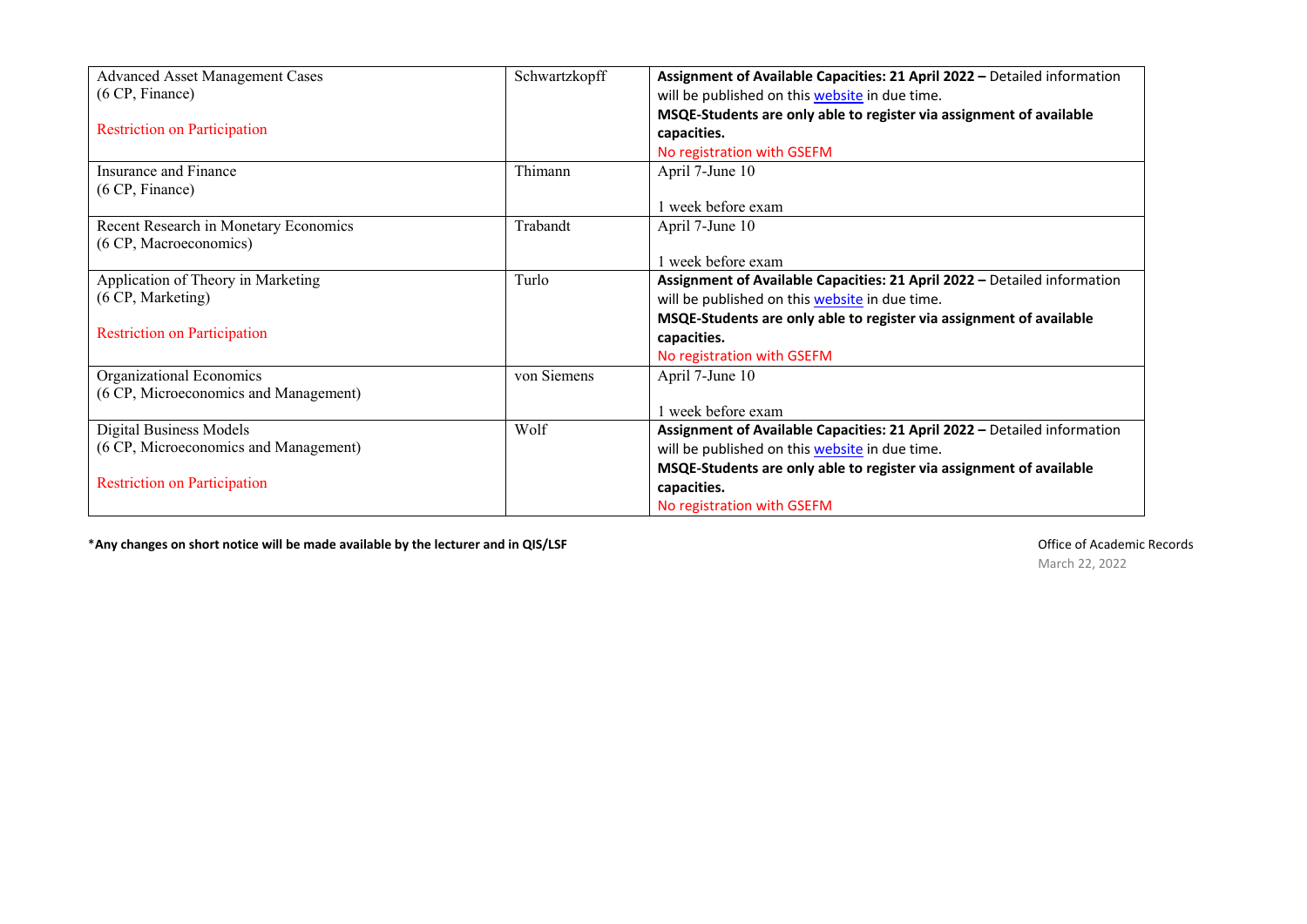| | | |
|---|---|---|
| Advanced Asset Management Cases<br>(6 CP, Finance)<br><br>Restriction on Participation | Schwartzkopff | **Assignment of Available Capacities: 21 April 2022 –** Detailed information will be published on this website in due time.<br>**MSQE-Students are only able to register via assignment of available capacities.**<br>No registration with GSEFM |
| Insurance and Finance<br>(6 CP, Finance) | Thimann | April 7-June 10<br><br>1 week before exam |
| Recent Research in Monetary Economics<br>(6 CP, Macroeconomics) | Trabandt | April 7-June 10<br><br>1 week before exam |
| Application of Theory in Marketing<br>(6 CP, Marketing)<br><br>Restriction on Participation | Turlo | **Assignment of Available Capacities: 21 April 2022 –** Detailed information will be published on this website in due time.<br>**MSQE-Students are only able to register via assignment of available capacities.**<br>No registration with GSEFM |
| Organizational Economics<br>(6 CP, Microeconomics and Management) | von Siemens | April 7-June 10<br><br>1 week before exam |
| Digital Business Models<br>(6 CP, Microeconomics and Management)<br><br>Restriction on Participation | Wolf | **Assignment of Available Capacities: 21 April 2022 –** Detailed information will be published on this website in due time.<br>**MSQE-Students are only able to register via assignment of available capacities.**<br>No registration with GSEFM |

***Any changes on short notice will be made available by the lecturer and in QIS/LSF**

Office of Academic Records
March 22, 2022